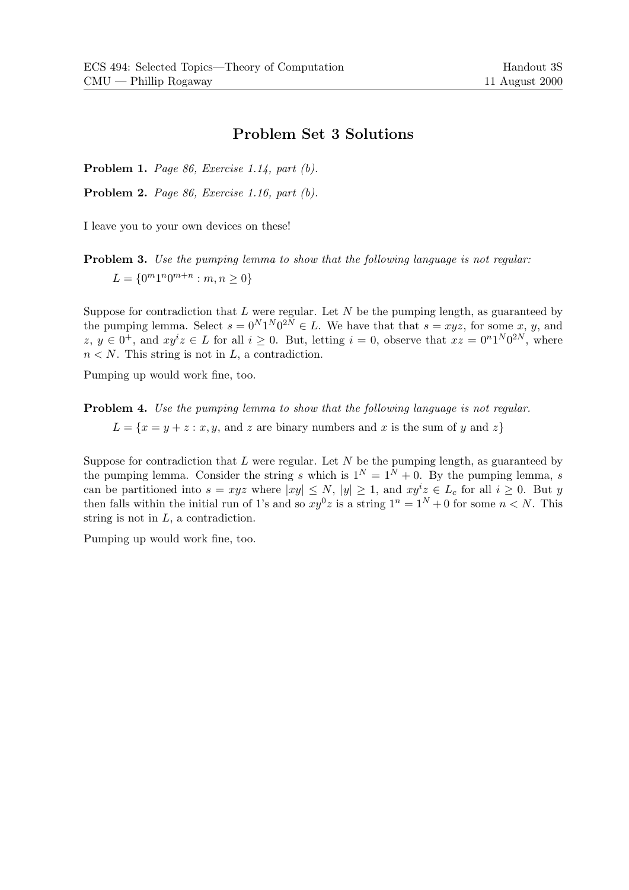ECS 494: Selected Topics—Theory of Computation
CMU — Phillip Rogaway

Handout 3S
11 August 2000

# Problem Set 3 Solutions

**Problem 1.** *Page 86, Exercise 1.14, part (b).*

**Problem 2.** *Page 86, Exercise 1.16, part (b).*

I leave you to your own devices on these!

**Problem 3.** *Use the pumping lemma to show that the following language is not regular:*

$L = \{0^m 1^n 0^{m+n} : m, n \geq 0\}$

Suppose for contradiction that $L$ were regular. Let $N$ be the pumping length, as guaranteed by the pumping lemma. Select $s = 0^N 1^N 0^{2N} \in L$. We have that that $s = xyz$, for some $x$, $y$, and $z$, $y \in 0^+$, and $xy^iz \in L$ for all $i \geq 0$. But, letting $i = 0$, observe that $xz = 0^n 1^N 0^{2N}$, where $n < N$. This string is not in $L$, a contradiction.

Pumping up would work fine, too.

**Problem 4.** *Use the pumping lemma to show that the following language is not regular.*

$L = \{x = y + z : x, y,$ and $z$ are binary numbers and $x$ is the sum of $y$ and $z\}$

Suppose for contradiction that $L$ were regular. Let $N$ be the pumping length, as guaranteed by the pumping lemma. Consider the string $s$ which is $1^N = 1^N + 0$. By the pumping lemma, $s$ can be partitioned into $s = xyz$ where $|xy| \leq N$, $|y| \geq 1$, and $xy^iz \in L_c$ for all $i \geq 0$. But $y$ then falls within the initial run of 1's and so $xy^0z$ is a string $1^n = 1^N + 0$ for some $n < N$. This string is not in $L$, a contradiction.

Pumping up would work fine, too.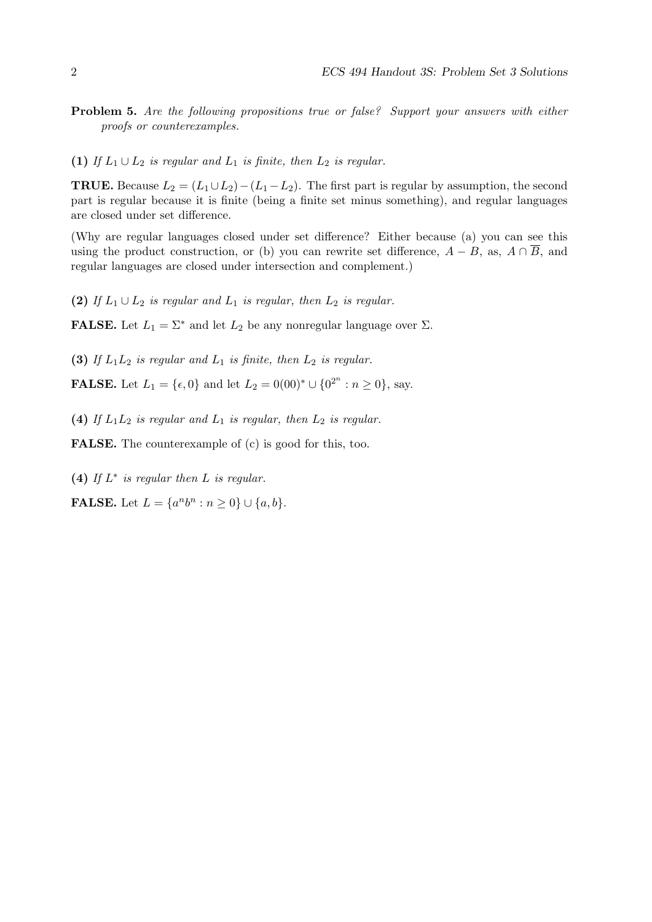**Problem 5.** *Are the following propositions true or false? Support your answers with either proofs or counterexamples.*

**(1)** *If $L_1 \cup L_2$ is regular and $L_1$ is finite, then $L_2$ is regular.*

**TRUE.** Because $L_2 = (L_1 \cup L_2) - (L_1 - L_2)$. The first part is regular by assumption, the second part is regular because it is finite (being a finite set minus something), and regular languages are closed under set difference.

(Why are regular languages closed under set difference? Either because (a) you can see this using the product construction, or (b) you can rewrite set difference, $A - B$, as, $A \cap \overline{B}$, and regular languages are closed under intersection and complement.)

**(2)** *If $L_1 \cup L_2$ is regular and $L_1$ is regular, then $L_2$ is regular.*

**FALSE.** Let $L_1 = \Sigma^*$ and let $L_2$ be any nonregular language over $\Sigma$.

**(3)** *If $L_1 L_2$ is regular and $L_1$ is finite, then $L_2$ is regular.*

**FALSE.** Let $L_1 = \{\epsilon, 0\}$ and let $L_2 = 0(00)^* \cup \{0^{2^n} : n \geq 0\}$, say.

**(4)** *If $L_1 L_2$ is regular and $L_1$ is regular, then $L_2$ is regular.*

**FALSE.** The counterexample of (c) is good for this, too.

**(4)** *If $L^*$ is regular then $L$ is regular.*

**FALSE.** Let $L = \{a^n b^n : n \geq 0\} \cup \{a, b\}$.